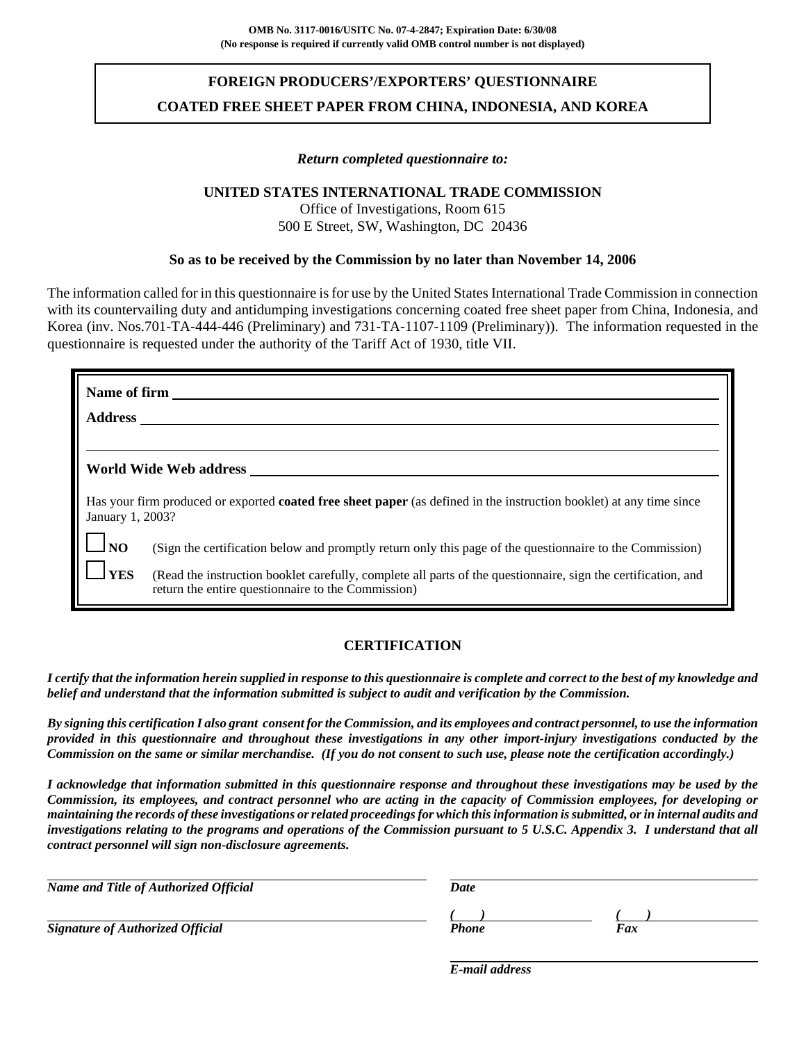**OMB No. 3117-0016/USITC No. 07-4-2847; Expiration Date: 6/30/08**
**(No response is required if currently valid OMB control number is not displayed)**

# FOREIGN PRODUCERS'/EXPORTERS' QUESTIONNAIRE

## COATED FREE SHEET PAPER FROM CHINA, INDONESIA, AND KOREA

*Return completed questionnaire to:*

**UNITED STATES INTERNATIONAL TRADE COMMISSION**
Office of Investigations, Room 615
500 E Street, SW, Washington, DC 20436

**So as to be received by the Commission by no later than November 14, 2006**

The information called for in this questionnaire is for use by the United States International Trade Commission in connection with its countervailing duty and antidumping investigations concerning coated free sheet paper from China, Indonesia, and Korea (inv. Nos.701-TA-444-446 (Preliminary) and 731-TA-1107-1109 (Preliminary)). The information requested in the questionnaire is requested under the authority of the Tariff Act of 1930, title VII.

**Name of firm** ____________________

**Address** ____________________

____________________

**World Wide Web address** ____________________

Has your firm produced or exported **coated free sheet paper** (as defined in the instruction booklet) at any time since January 1, 2003?

☐ **NO** (Sign the certification below and promptly return only this page of the questionnaire to the Commission)

☐ **YES** (Read the instruction booklet carefully, complete all parts of the questionnaire, sign the certification, and return the entire questionnaire to the Commission)

## CERTIFICATION

***I certify that the information herein supplied in response to this questionnaire is complete and correct to the best of my knowledge and belief and understand that the information submitted is subject to audit and verification by the Commission.***

***By signing this certification I also grant consent for the Commission, and its employees and contract personnel, to use the information provided in this questionnaire and throughout these investigations in any other import-injury investigations conducted by the Commission on the same or similar merchandise. (If you do not consent to such use, please note the certification accordingly.)***

***I acknowledge that information submitted in this questionnaire response and throughout these investigations may be used by the Commission, its employees, and contract personnel who are acting in the capacity of Commission employees, for developing or maintaining the records of these investigations or related proceedings for which this information is submitted, or in internal audits and investigations relating to the programs and operations of the Commission pursuant to 5 U.S.C. Appendix 3. I understand that all contract personnel will sign non-disclosure agreements.***

____________________
***Name and Title of Authorized Official***

____________________
***Date***

____________________
***Signature of Authorized Official***

***(   )*** ____________________
***Phone***

***(   )*** ____________________
***Fax***

____________________
***E-mail address***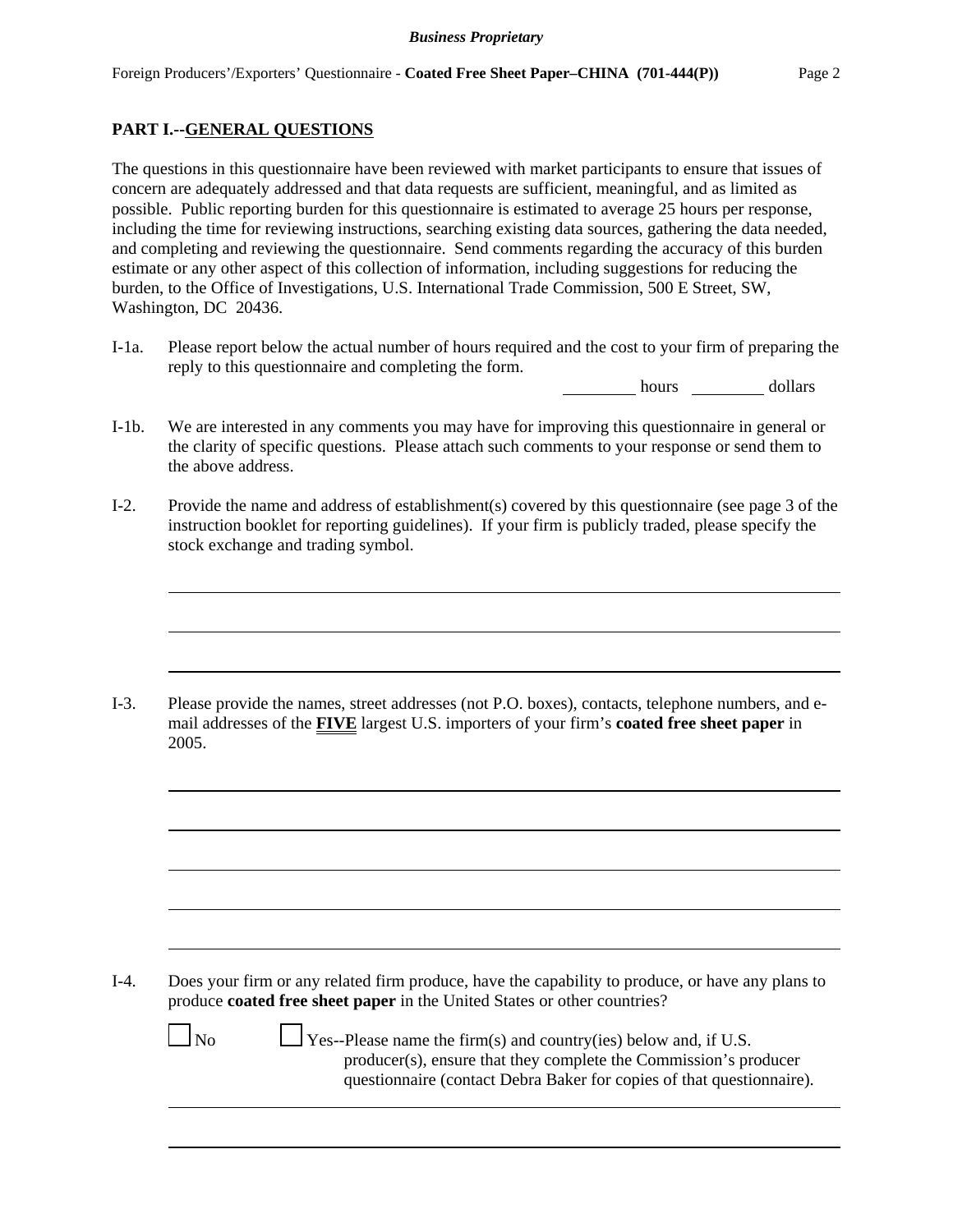## PART I.--GENERAL QUESTIONS

The questions in this questionnaire have been reviewed with market participants to ensure that issues of concern are adequately addressed and that data requests are sufficient, meaningful, and as limited as possible. Public reporting burden for this questionnaire is estimated to average 25 hours per response, including the time for reviewing instructions, searching existing data sources, gathering the data needed, and completing and reviewing the questionnaire. Send comments regarding the accuracy of this burden estimate or any other aspect of this collection of information, including suggestions for reducing the burden, to the Office of Investigations, U.S. International Trade Commission, 500 E Street, SW, Washington, DC 20436.

I-1a. Please report below the actual number of hours required and the cost to your firm of preparing the reply to this questionnaire and completing the form.

_________ hours _________ dollars

I-1b. We are interested in any comments you may have for improving this questionnaire in general or the clarity of specific questions. Please attach such comments to your response or send them to the above address.

I-2. Provide the name and address of establishment(s) covered by this questionnaire (see page 3 of the instruction booklet for reporting guidelines). If your firm is publicly traded, please specify the stock exchange and trading symbol.

______________________________________________________________________

______________________________________________________________________

______________________________________________________________________

I-3. Please provide the names, street addresses (not P.O. boxes), contacts, telephone numbers, and e-mail addresses of the **FIVE** largest U.S. importers of your firm's **coated free sheet paper** in 2005.

______________________________________________________________________

______________________________________________________________________

______________________________________________________________________

______________________________________________________________________

______________________________________________________________________

I-4. Does your firm or any related firm produce, have the capability to produce, or have any plans to produce **coated free sheet paper** in the United States or other countries?

☐ No ☐ Yes--Please name the firm(s) and country(ies) below and, if U.S. producer(s), ensure that they complete the Commission's producer questionnaire (contact Debra Baker for copies of that questionnaire).

______________________________________________________________________

______________________________________________________________________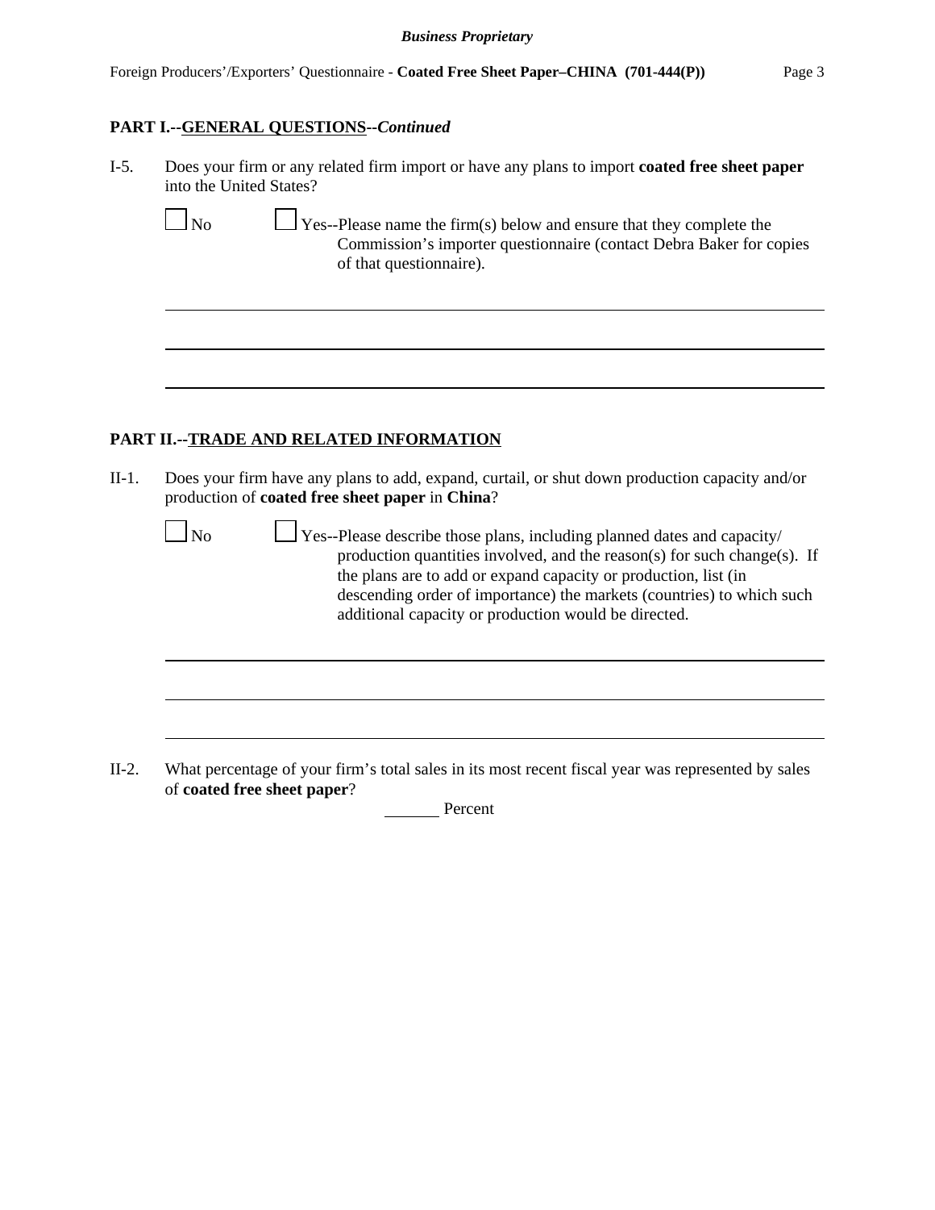**PART I.--GENERAL QUESTIONS--*Continued***

I-5. Does your firm or any related firm import or have any plans to import **coated free sheet paper** into the United States?

☐ No ☐ Yes--Please name the firm(s) below and ensure that they complete the Commission's importer questionnaire (contact Debra Baker for copies of that questionnaire).

______________________________________________________________________

______________________________________________________________________

______________________________________________________________________

**PART II.--TRADE AND RELATED INFORMATION**

II-1. Does your firm have any plans to add, expand, curtail, or shut down production capacity and/or production of **coated free sheet paper** in **China**?

☐ No ☐ Yes--Please describe those plans, including planned dates and capacity/ production quantities involved, and the reason(s) for such change(s). If the plans are to add or expand capacity or production, list (in descending order of importance) the markets (countries) to which such additional capacity or production would be directed.

______________________________________________________________________

______________________________________________________________________

______________________________________________________________________

II-2. What percentage of your firm's total sales in its most recent fiscal year was represented by sales of **coated free sheet paper**?

______ Percent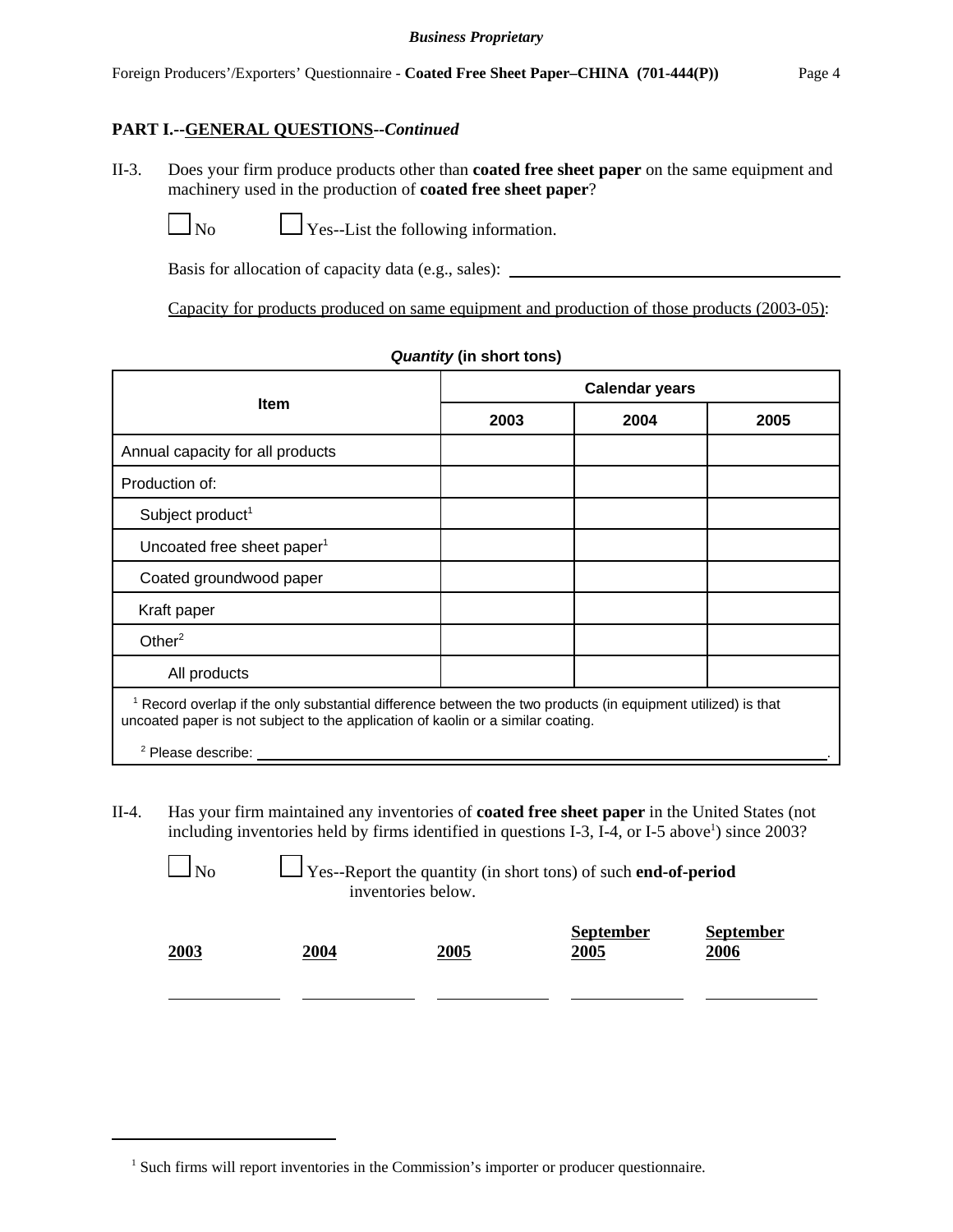**PART I.--GENERAL QUESTIONS--*Continued***

II-3. Does your firm produce products other than **coated free sheet paper** on the same equipment and machinery used in the production of **coated free sheet paper**?

☐ No ☐ Yes--List the following information.

Basis for allocation of capacity data (e.g., sales): ____________________

Capacity for products produced on same equipment and production of those products (2003-05):

***Quantity* (in short tons)**

| Item | Calendar years | | |
|---|---|---|---|
| | 2003 | 2004 | 2005 |
| Annual capacity for all products | | | |
| Production of: | | | |
| Subject product[1] | | | |
| Uncoated free sheet paper[1] | | | |
| Coated groundwood paper | | | |
| Kraft paper | | | |
| Other[2] | | | |
| All products | | | |

[1] Record overlap if the only substantial difference between the two products (in equipment utilized) is that uncoated paper is not subject to the application of kaolin or a similar coating.

[2] Please describe: ____________________.

II-4. Has your firm maintained any inventories of **coated free sheet paper** in the United States (not including inventories held by firms identified in questions I-3, I-4, or I-5 above[1]) since 2003?

☐ No ☐ Yes--Report the quantity (in short tons) of such **end-of-period** inventories below.

| 2003 | 2004 | 2005 | September 2005 | September 2006 |
|---|---|---|---|---|
| | | | | |

[1] Such firms will report inventories in the Commission's importer or producer questionnaire.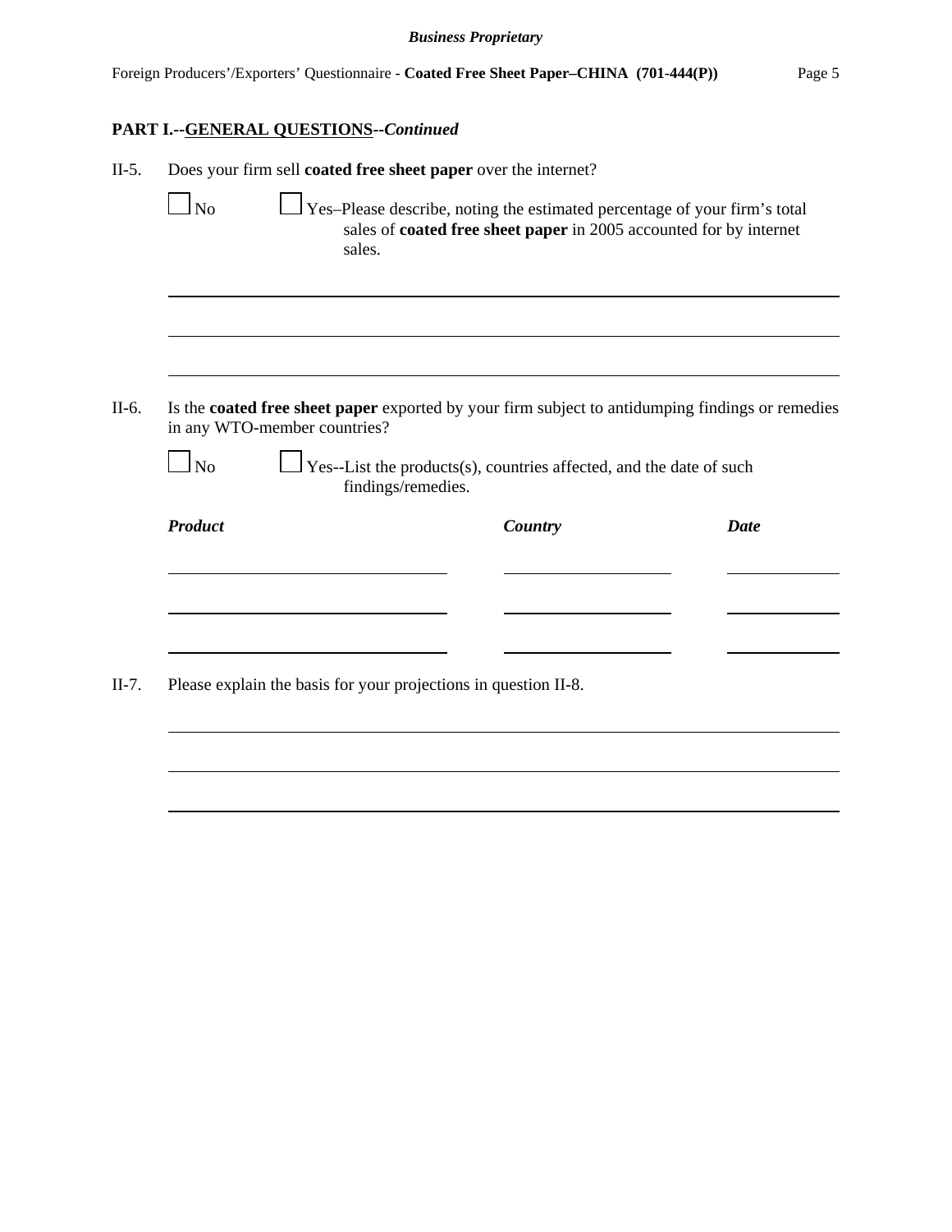## PART I.--GENERAL QUESTIONS--*Continued*

II-5. Does your firm sell **coated free sheet paper** over the internet?

☐ No ☐ Yes–Please describe, noting the estimated percentage of your firm's total sales of **coated free sheet paper** in 2005 accounted for by internet sales.

\_\_\_\_\_\_\_\_\_\_\_\_\_\_\_\_\_\_\_\_\_\_\_\_\_\_\_\_\_\_\_\_\_\_\_\_\_\_\_\_\_\_\_\_\_\_\_\_\_\_\_\_\_\_\_\_\_\_\_\_

\_\_\_\_\_\_\_\_\_\_\_\_\_\_\_\_\_\_\_\_\_\_\_\_\_\_\_\_\_\_\_\_\_\_\_\_\_\_\_\_\_\_\_\_\_\_\_\_\_\_\_\_\_\_\_\_\_\_\_\_

\_\_\_\_\_\_\_\_\_\_\_\_\_\_\_\_\_\_\_\_\_\_\_\_\_\_\_\_\_\_\_\_\_\_\_\_\_\_\_\_\_\_\_\_\_\_\_\_\_\_\_\_\_\_\_\_\_\_\_\_

II-6. Is the **coated free sheet paper** exported by your firm subject to antidumping findings or remedies in any WTO-member countries?

☐ No ☐ Yes--List the products(s), countries affected, and the date of such findings/remedies.

| ***Product*** | ***Country*** | ***Date*** |
|---|---|---|
| | | |
| | | |
| | | |

II-7. Please explain the basis for your projections in question II-8.

\_\_\_\_\_\_\_\_\_\_\_\_\_\_\_\_\_\_\_\_\_\_\_\_\_\_\_\_\_\_\_\_\_\_\_\_\_\_\_\_\_\_\_\_\_\_\_\_\_\_\_\_\_\_\_\_\_\_\_\_

\_\_\_\_\_\_\_\_\_\_\_\_\_\_\_\_\_\_\_\_\_\_\_\_\_\_\_\_\_\_\_\_\_\_\_\_\_\_\_\_\_\_\_\_\_\_\_\_\_\_\_\_\_\_\_\_\_\_\_\_

\_\_\_\_\_\_\_\_\_\_\_\_\_\_\_\_\_\_\_\_\_\_\_\_\_\_\_\_\_\_\_\_\_\_\_\_\_\_\_\_\_\_\_\_\_\_\_\_\_\_\_\_\_\_\_\_\_\_\_\_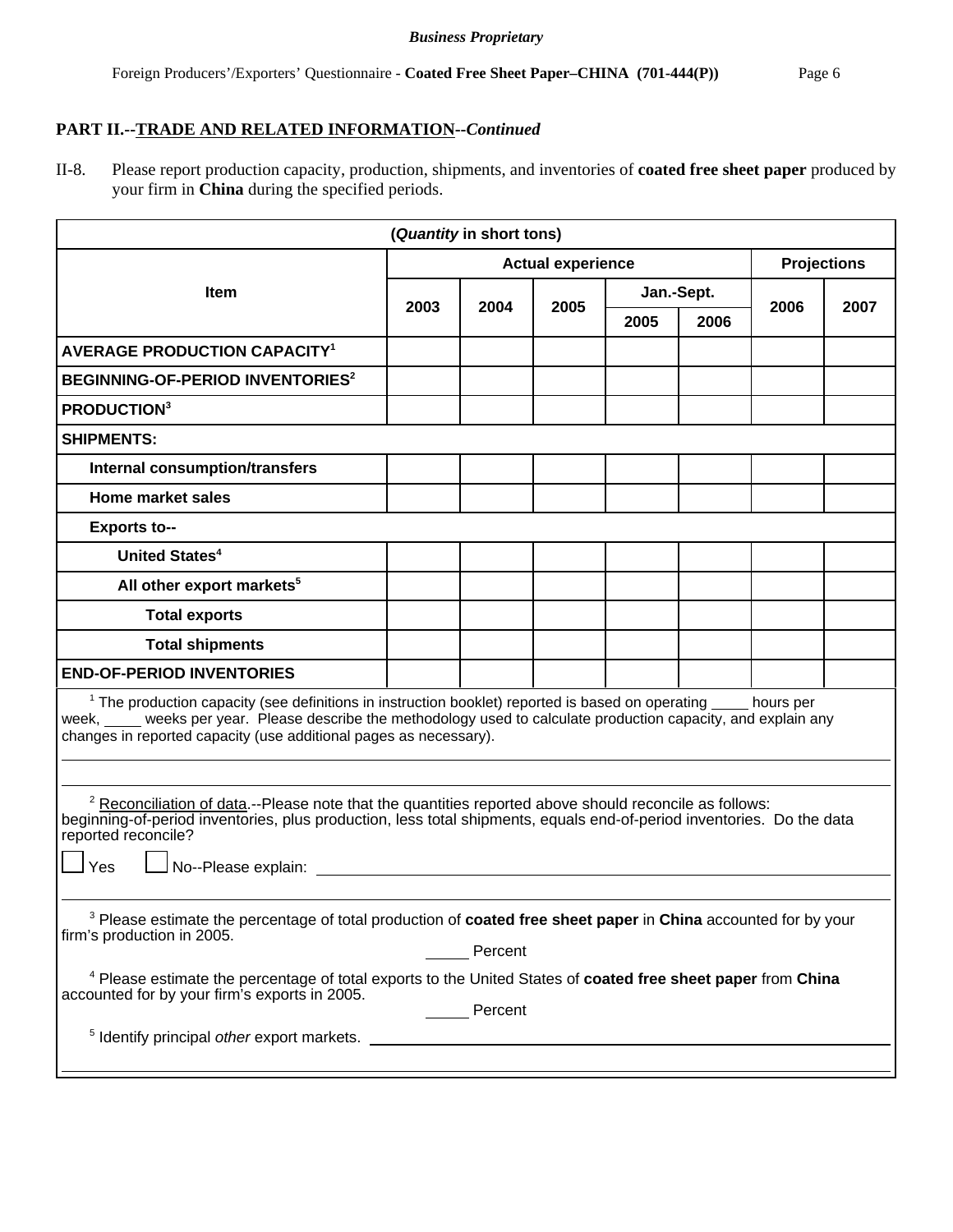**PART II.--TRADE AND RELATED INFORMATION--*Continued***

II-8. Please report production capacity, production, shipments, and inventories of **coated free sheet paper** produced by your firm in **China** during the specified periods.

| (*Quantity* in short tons) | | | | | | | |
|---|---|---|---|---|---|---|---|
| **Item** | **Actual experience** | | | | | **Projections** | |
| | **2003** | **2004** | **2005** | **Jan.-Sept.** | | **2006** | **2007** |
| | | | | **2005** | **2006** | | |
| **AVERAGE PRODUCTION CAPACITY**[1] | | | | | | | |
| **BEGINNING-OF-PERIOD INVENTORIES**[2] | | | | | | | |
| **PRODUCTION**[3] | | | | | | | |
| **SHIPMENTS:** | | | | | | | |
| **Internal consumption/transfers** | | | | | | | |
| **Home market sales** | | | | | | | |
| **Exports to--** | | | | | | | |
| **United States**[4] | | | | | | | |
| **All other export markets**[5] | | | | | | | |
| **Total exports** | | | | | | | |
| **Total shipments** | | | | | | | |
| **END-OF-PERIOD INVENTORIES** | | | | | | | |

[1] The production capacity (see definitions in instruction booklet) reported is based on operating ____ hours per week, ____ weeks per year. Please describe the methodology used to calculate production capacity, and explain any changes in reported capacity (use additional pages as necessary).

[2] Reconciliation of data.--Please note that the quantities reported above should reconcile as follows: beginning-of-period inventories, plus production, less total shipments, equals end-of-period inventories. Do the data reported reconcile?

☐ Yes ☐ No--Please explain: ____________________

[3] Please estimate the percentage of total production of **coated free sheet paper** in **China** accounted for by your firm's production in 2005.

_____ Percent

[4] Please estimate the percentage of total exports to the United States of **coated free sheet paper** from **China** accounted for by your firm's exports in 2005.

_____ Percent

[5] Identify principal *other* export markets. ____________________